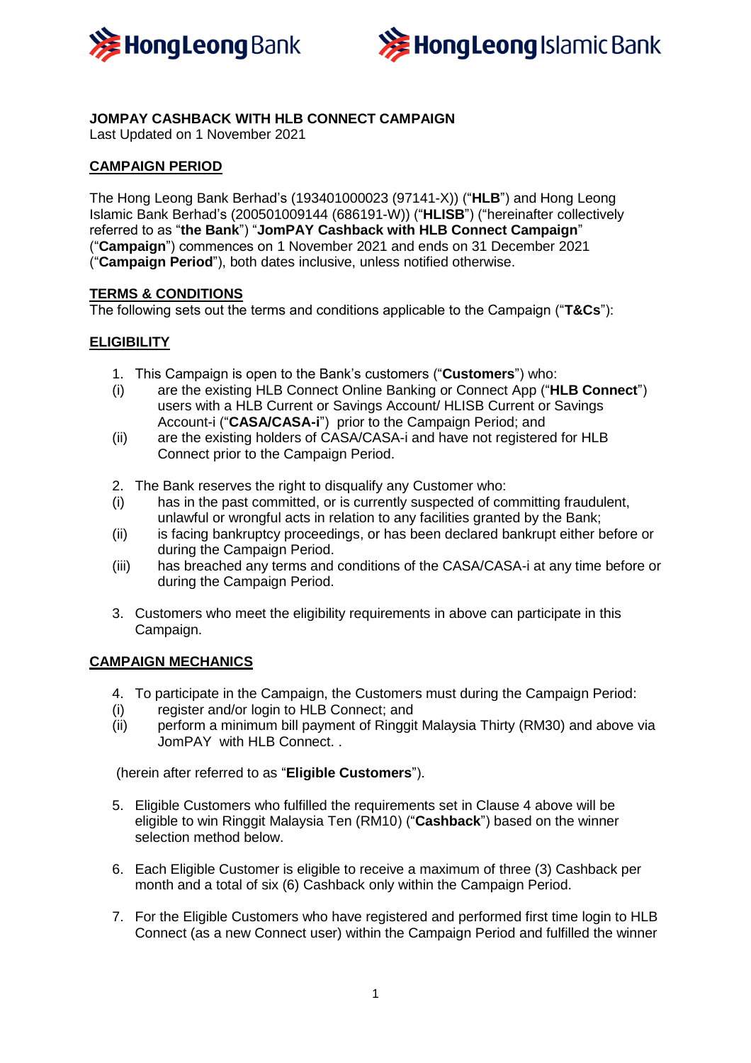**JOMPAY CASHBACK WITH HLB CONNECT CAMPAIGN**
Last Updated on 1 November 2021

**CAMPAIGN PERIOD**

The Hong Leong Bank Berhad's (193401000023 (97141-X)) ("**HLB**") and Hong Leong Islamic Bank Berhad's (200501009144 (686191-W)) ("**HLISB**") ("hereinafter collectively referred to as "**the Bank**") "**JomPAY Cashback with HLB Connect Campaign**" ("**Campaign**") commences on 1 November 2021 and ends on 31 December 2021 ("**Campaign Period**"), both dates inclusive, unless notified otherwise.

**TERMS & CONDITIONS**

The following sets out the terms and conditions applicable to the Campaign ("**T&Cs**"):

**ELIGIBILITY**

1. This Campaign is open to the Bank's customers ("**Customers**") who:
   (i) are the existing HLB Connect Online Banking or Connect App ("**HLB Connect**") users with a HLB Current or Savings Account/ HLISB Current or Savings Account-i ("**CASA/CASA-i**") prior to the Campaign Period; and
   (ii) are the existing holders of CASA/CASA-i and have not registered for HLB Connect prior to the Campaign Period.

2. The Bank reserves the right to disqualify any Customer who:
   (i) has in the past committed, or is currently suspected of committing fraudulent, unlawful or wrongful acts in relation to any facilities granted by the Bank;
   (ii) is facing bankruptcy proceedings, or has been declared bankrupt either before or during the Campaign Period.
   (iii) has breached any terms and conditions of the CASA/CASA-i at any time before or during the Campaign Period.

3. Customers who meet the eligibility requirements in above can participate in this Campaign.

**CAMPAIGN MECHANICS**

4. To participate in the Campaign, the Customers must during the Campaign Period:
   (i) register and/or login to HLB Connect; and
   (ii) perform a minimum bill payment of Ringgit Malaysia Thirty (RM30) and above via JomPAY with HLB Connect. .

   (herein after referred to as "**Eligible Customers**").

5. Eligible Customers who fulfilled the requirements set in Clause 4 above will be eligible to win Ringgit Malaysia Ten (RM10) ("**Cashback**") based on the winner selection method below.

6. Each Eligible Customer is eligible to receive a maximum of three (3) Cashback per month and a total of six (6) Cashback only within the Campaign Period.

7. For the Eligible Customers who have registered and performed first time login to HLB Connect (as a new Connect user) within the Campaign Period and fulfilled the winner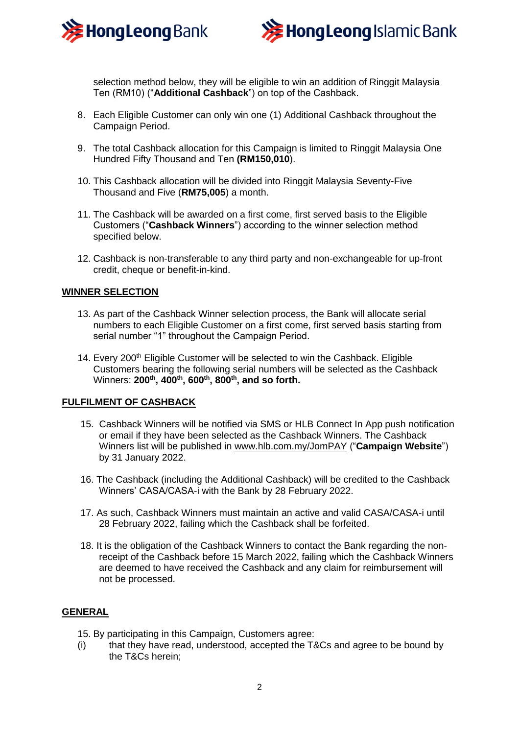selection method below, they will be eligible to win an addition of Ringgit Malaysia Ten (RM10) ("**Additional Cashback**") on top of the Cashback.

8. Each Eligible Customer can only win one (1) Additional Cashback throughout the Campaign Period.

9. The total Cashback allocation for this Campaign is limited to Ringgit Malaysia One Hundred Fifty Thousand and Ten **(RM150,010)**.

10. This Cashback allocation will be divided into Ringgit Malaysia Seventy-Five Thousand and Five (**RM75,005**) a month.

11. The Cashback will be awarded on a first come, first served basis to the Eligible Customers ("**Cashback Winners**") according to the winner selection method specified below.

12. Cashback is non-transferable to any third party and non-exchangeable for up-front credit, cheque or benefit-in-kind.

## WINNER SELECTION

13. As part of the Cashback Winner selection process, the Bank will allocate serial numbers to each Eligible Customer on a first come, first served basis starting from serial number "1" throughout the Campaign Period.

14. Every 200th Eligible Customer will be selected to win the Cashback. Eligible Customers bearing the following serial numbers will be selected as the Cashback Winners: **200th, 400th, 600th, 800th, and so forth.**

## FULFILMENT OF CASHBACK

15. Cashback Winners will be notified via SMS or HLB Connect In App push notification or email if they have been selected as the Cashback Winners. The Cashback Winners list will be published in www.hlb.com.my/JomPAY ("**Campaign Website**") by 31 January 2022.

16. The Cashback (including the Additional Cashback) will be credited to the Cashback Winners' CASA/CASA-i with the Bank by 28 February 2022.

17. As such, Cashback Winners must maintain an active and valid CASA/CASA-i until 28 February 2022, failing which the Cashback shall be forfeited.

18. It is the obligation of the Cashback Winners to contact the Bank regarding the non-receipt of the Cashback before 15 March 2022, failing which the Cashback Winners are deemed to have received the Cashback and any claim for reimbursement will not be processed.

## GENERAL

15. By participating in this Campaign, Customers agree:

(i) that they have read, understood, accepted the T&Cs and agree to be bound by the T&Cs herein;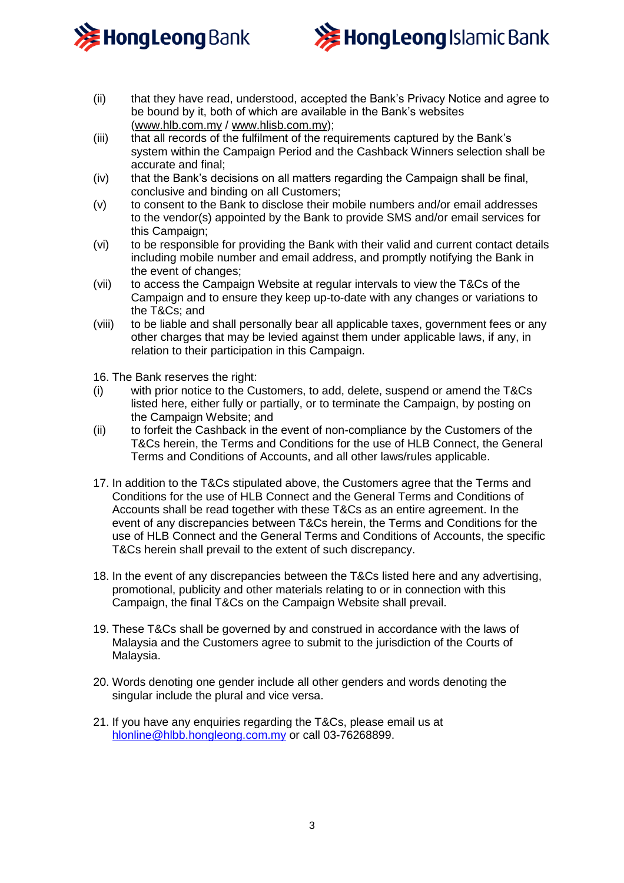(ii) that they have read, understood, accepted the Bank's Privacy Notice and agree to be bound by it, both of which are available in the Bank's websites (www.hlb.com.my / www.hlisb.com.my);

(iii) that all records of the fulfilment of the requirements captured by the Bank's system within the Campaign Period and the Cashback Winners selection shall be accurate and final;

(iv) that the Bank's decisions on all matters regarding the Campaign shall be final, conclusive and binding on all Customers;

(v) to consent to the Bank to disclose their mobile numbers and/or email addresses to the vendor(s) appointed by the Bank to provide SMS and/or email services for this Campaign;

(vi) to be responsible for providing the Bank with their valid and current contact details including mobile number and email address, and promptly notifying the Bank in the event of changes;

(vii) to access the Campaign Website at regular intervals to view the T&Cs of the Campaign and to ensure they keep up-to-date with any changes or variations to the T&Cs; and

(viii) to be liable and shall personally bear all applicable taxes, government fees or any other charges that may be levied against them under applicable laws, if any, in relation to their participation in this Campaign.

16. The Bank reserves the right:

(i) with prior notice to the Customers, to add, delete, suspend or amend the T&Cs listed here, either fully or partially, or to terminate the Campaign, by posting on the Campaign Website; and

(ii) to forfeit the Cashback in the event of non-compliance by the Customers of the T&Cs herein, the Terms and Conditions for the use of HLB Connect, the General Terms and Conditions of Accounts, and all other laws/rules applicable.

17. In addition to the T&Cs stipulated above, the Customers agree that the Terms and Conditions for the use of HLB Connect and the General Terms and Conditions of Accounts shall be read together with these T&Cs as an entire agreement. In the event of any discrepancies between T&Cs herein, the Terms and Conditions for the use of HLB Connect and the General Terms and Conditions of Accounts, the specific T&Cs herein shall prevail to the extent of such discrepancy.

18. In the event of any discrepancies between the T&Cs listed here and any advertising, promotional, publicity and other materials relating to or in connection with this Campaign, the final T&Cs on the Campaign Website shall prevail.

19. These T&Cs shall be governed by and construed in accordance with the laws of Malaysia and the Customers agree to submit to the jurisdiction of the Courts of Malaysia.

20. Words denoting one gender include all other genders and words denoting the singular include the plural and vice versa.

21. If you have any enquiries regarding the T&Cs, please email us at hlonline@hlbb.hongleong.com.my or call 03-76268899.